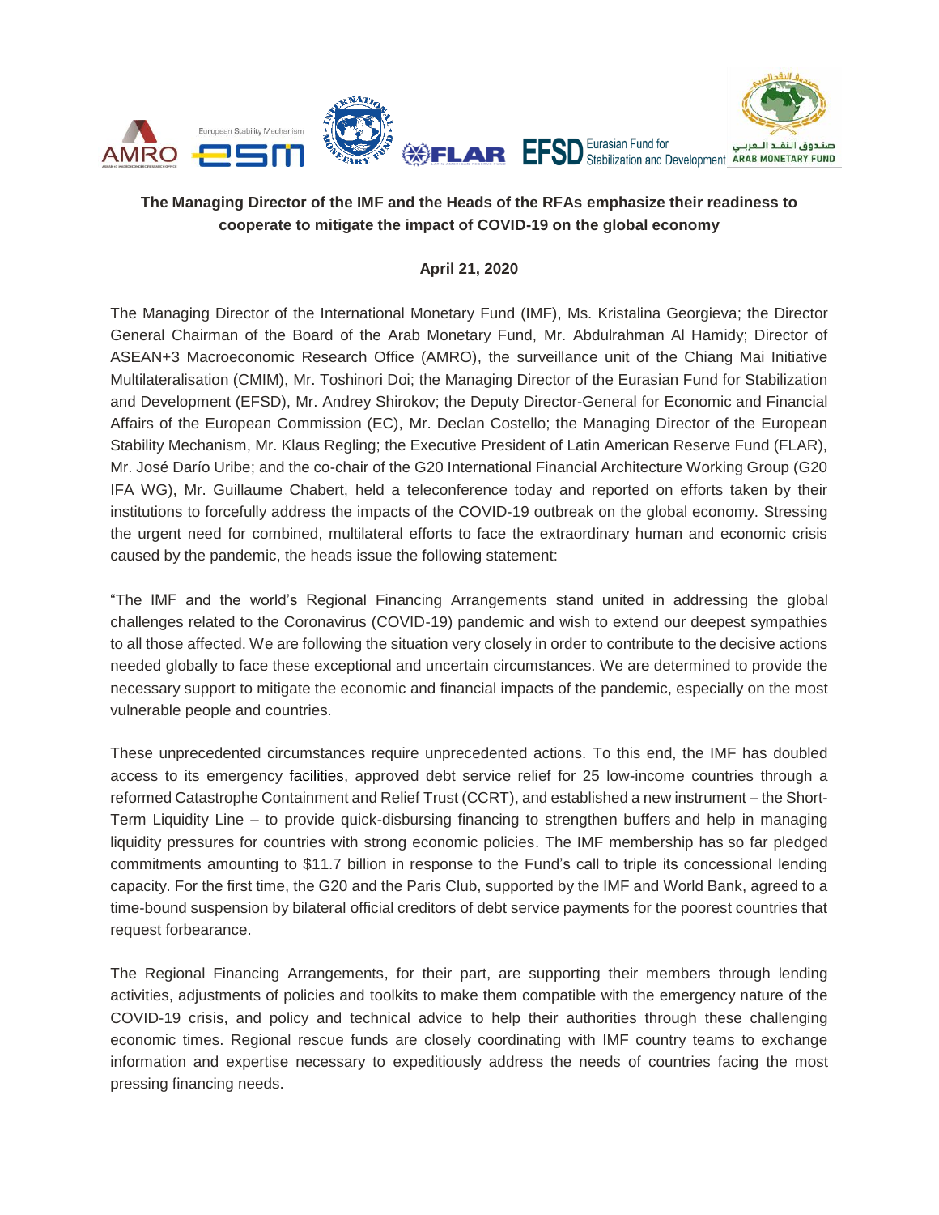**The Managing Director of the IMF and the Heads of the RFAs emphasize their readiness to cooperate to mitigate the impact of COVID-19 on the global economy**

**April 21, 2020**

The Managing Director of the International Monetary Fund (IMF), Ms. Kristalina Georgieva; the Director General Chairman of the Board of the Arab Monetary Fund, Mr. Abdulrahman Al Hamidy; Director of ASEAN+3 Macroeconomic Research Office (AMRO), the surveillance unit of the Chiang Mai Initiative Multilateralisation (CMIM), Mr. Toshinori Doi; the Managing Director of the Eurasian Fund for Stabilization and Development (EFSD), Mr. Andrey Shirokov; the Deputy Director-General for Economic and Financial Affairs of the European Commission (EC), Mr. Declan Costello; the Managing Director of the European Stability Mechanism, Mr. Klaus Regling; the Executive President of Latin American Reserve Fund (FLAR), Mr. José Darío Uribe; and the co-chair of the G20 International Financial Architecture Working Group (G20 IFA WG), Mr. Guillaume Chabert, held a teleconference today and reported on efforts taken by their institutions to forcefully address the impacts of the COVID-19 outbreak on the global economy. Stressing the urgent need for combined, multilateral efforts to face the extraordinary human and economic crisis caused by the pandemic, the heads issue the following statement:

"The IMF and the world's Regional Financing Arrangements stand united in addressing the global challenges related to the Coronavirus (COVID-19) pandemic and wish to extend our deepest sympathies to all those affected. We are following the situation very closely in order to contribute to the decisive actions needed globally to face these exceptional and uncertain circumstances. We are determined to provide the necessary support to mitigate the economic and financial impacts of the pandemic, especially on the most vulnerable people and countries.

These unprecedented circumstances require unprecedented actions. To this end, the IMF has doubled access to its emergency facilities, approved debt service relief for 25 low-income countries through a reformed Catastrophe Containment and Relief Trust (CCRT), and established a new instrument – the Short-Term Liquidity Line – to provide quick-disbursing financing to strengthen buffers and help in managing liquidity pressures for countries with strong economic policies. The IMF membership has so far pledged commitments amounting to $11.7 billion in response to the Fund's call to triple its concessional lending capacity. For the first time, the G20 and the Paris Club, supported by the IMF and World Bank, agreed to a time-bound suspension by bilateral official creditors of debt service payments for the poorest countries that request forbearance.

The Regional Financing Arrangements, for their part, are supporting their members through lending activities, adjustments of policies and toolkits to make them compatible with the emergency nature of the COVID-19 crisis, and policy and technical advice to help their authorities through these challenging economic times. Regional rescue funds are closely coordinating with IMF country teams to exchange information and expertise necessary to expeditiously address the needs of countries facing the most pressing financing needs.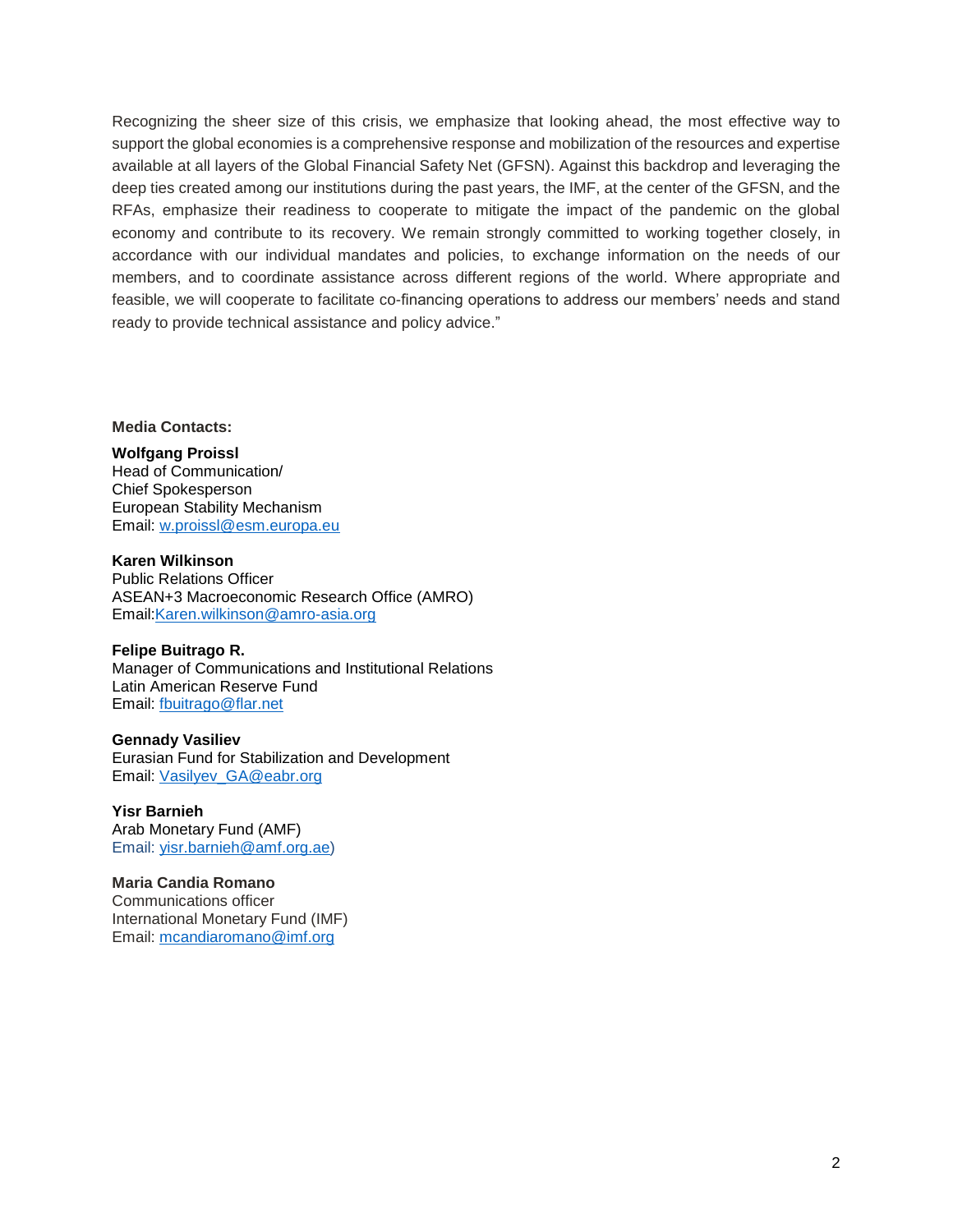Recognizing the sheer size of this crisis, we emphasize that looking ahead, the most effective way to support the global economies is a comprehensive response and mobilization of the resources and expertise available at all layers of the Global Financial Safety Net (GFSN). Against this backdrop and leveraging the deep ties created among our institutions during the past years, the IMF, at the center of the GFSN, and the RFAs, emphasize their readiness to cooperate to mitigate the impact of the pandemic on the global economy and contribute to its recovery. We remain strongly committed to working together closely, in accordance with our individual mandates and policies, to exchange information on the needs of our members, and to coordinate assistance across different regions of the world. Where appropriate and feasible, we will cooperate to facilitate co-financing operations to address our members' needs and stand ready to provide technical assistance and policy advice."

**Media Contacts:**

**Wolfgang Proissl**
Head of Communication/
Chief Spokesperson
European Stability Mechanism
Email: w.proissl@esm.europa.eu

**Karen Wilkinson**
Public Relations Officer
ASEAN+3 Macroeconomic Research Office (AMRO)
Email:Karen.wilkinson@amro-asia.org

**Felipe Buitrago R.**
Manager of Communications and Institutional Relations
Latin American Reserve Fund
Email: fbuitrago@flar.net

**Gennady Vasiliev**
Eurasian Fund for Stabilization and Development
Email: Vasilyev_GA@eabr.org

**Yisr Barnieh**
Arab Monetary Fund (AMF)
Email: yisr.barnieh@amf.org.ae)

**Maria Candia Romano**
Communications officer
International Monetary Fund (IMF)
Email: mcandiaromano@imf.org